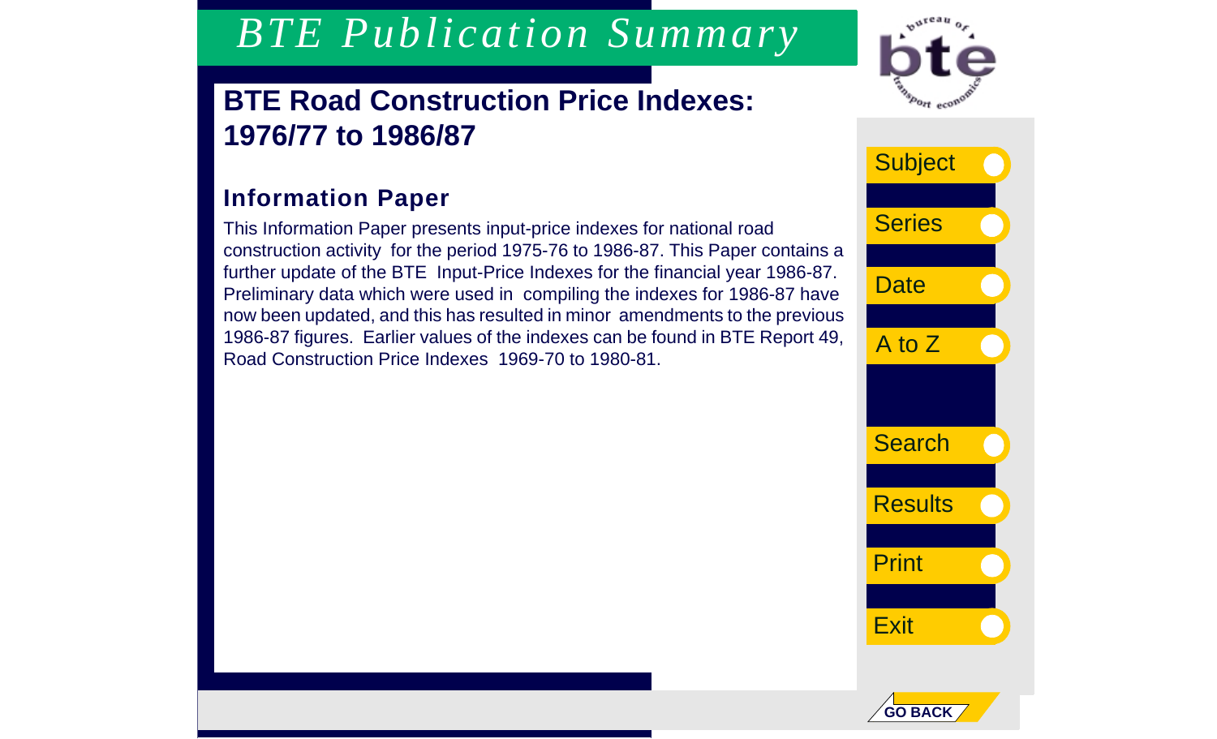# BTE Publication Summary

## BTE Road Construction Price Indexes: 1976/77 to 1986/87

### Information Paper

This Information Paper presents input-price indexes for national road construction activity for the period 1975-76 to 1986-87. This Paper contains a further update of the BTE Input-Price Indexes for the financial year 1986-87. Preliminary data which were used in compiling the indexes for 1986-87 have now been updated, and this has resulted in minor amendments to the previous 1986-87 figures. Earlier values of the indexes can be found in BTE Report 49, Road Construction Price Indexes 1969-70 to 1980-81.

- Subject
- Series
- Date
- A to Z
- Search
- Results
- Print
- Exit

GO BACK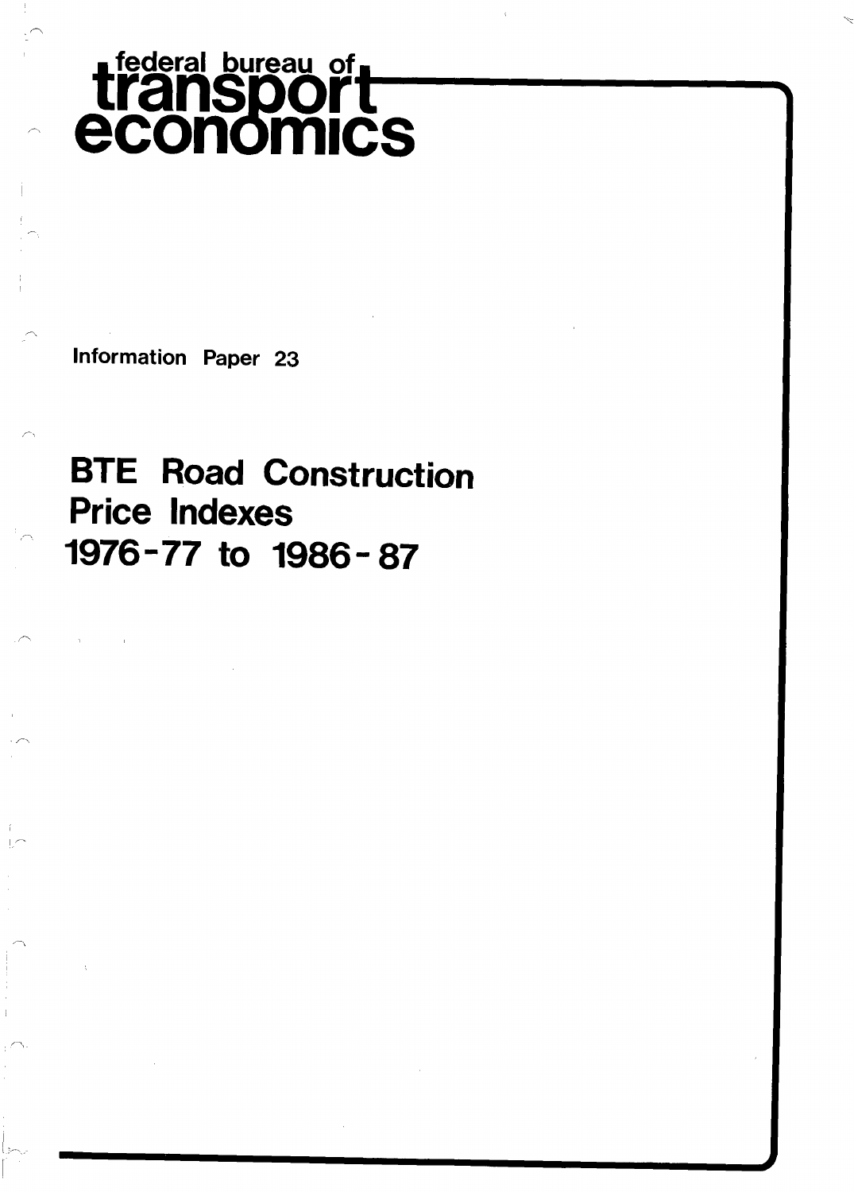# federal bureau of transport economics

Information Paper 23

## BTE Road Construction Price Indexes 1976-77 to 1986-87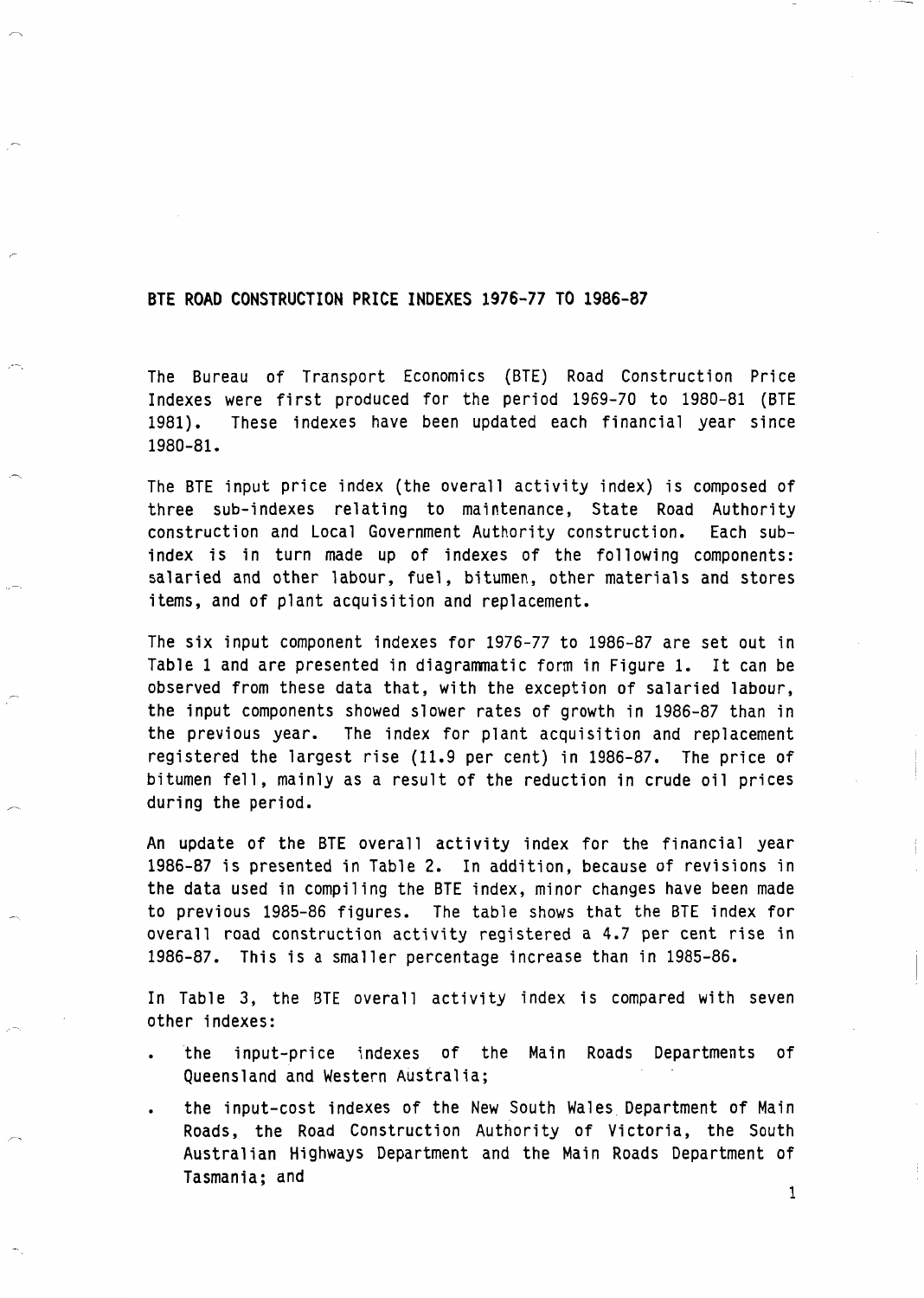## BTE ROAD CONSTRUCTION PRICE INDEXES 1976-77 TO 1986-87

The Bureau of Transport Economics (BTE) Road Construction Price Indexes were first produced for the period 1969-70 to 1980-81 (BTE 1981). These indexes have been updated each financial year since 1980-81.

The BTE input price index (the overall activity index) is composed of three sub-indexes relating to maintenance, State Road Authority construction and Local Government Authority construction. Each sub-index is in turn made up of indexes of the following components: salaried and other labour, fuel, bitumen, other materials and stores items, and of plant acquisition and replacement.

The six input component indexes for 1976-77 to 1986-87 are set out in Table 1 and are presented in diagrammatic form in Figure 1. It can be observed from these data that, with the exception of salaried labour, the input components showed slower rates of growth in 1986-87 than in the previous year. The index for plant acquisition and replacement registered the largest rise (11.9 per cent) in 1986-87. The price of bitumen fell, mainly as a result of the reduction in crude oil prices during the period.

An update of the BTE overall activity index for the financial year 1986-87 is presented in Table 2. In addition, because of revisions in the data used in compiling the BTE index, minor changes have been made to previous 1985-86 figures. The table shows that the BTE index for overall road construction activity registered a 4.7 per cent rise in 1986-87. This is a smaller percentage increase than in 1985-86.

In Table 3, the BTE overall activity index is compared with seven other indexes:

- the input-price indexes of the Main Roads Departments of Queensland and Western Australia;
- the input-cost indexes of the New South Wales Department of Main Roads, the Road Construction Authority of Victoria, the South Australian Highways Department and the Main Roads Department of Tasmania; and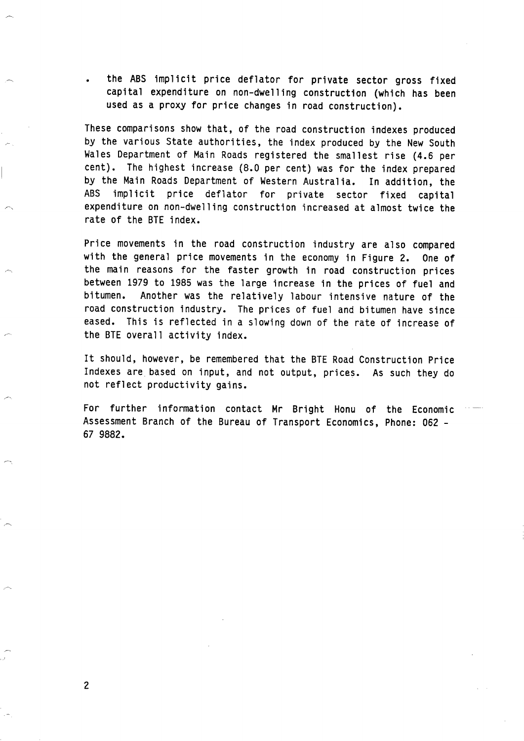- the ABS implicit price deflator for private sector gross fixed capital expenditure on non-dwelling construction (which has been used as a proxy for price changes in road construction).

These comparisons show that, of the road construction indexes produced by the various State authorities, the index produced by the New South Wales Department of Main Roads registered the smallest rise (4.6 per cent). The highest increase (8.0 per cent) was for the index prepared by the Main Roads Department of Western Australia. In addition, the ABS implicit price deflator for private sector fixed capital expenditure on non-dwelling construction increased at almost twice the rate of the BTE index.

Price movements in the road construction industry are also compared with the general price movements in the economy in Figure 2. One of the main reasons for the faster growth in road construction prices between 1979 to 1985 was the large increase in the prices of fuel and bitumen. Another was the relatively labour intensive nature of the road construction industry. The prices of fuel and bitumen have since eased. This is reflected in a slowing down of the rate of increase of the BTE overall activity index.

It should, however, be remembered that the BTE Road Construction Price Indexes are based on input, and not output, prices. As such they do not reflect productivity gains.

For further information contact Mr Bright Honu of the Economic Assessment Branch of the Bureau of Transport Economics, Phone: 062 - 67 9882.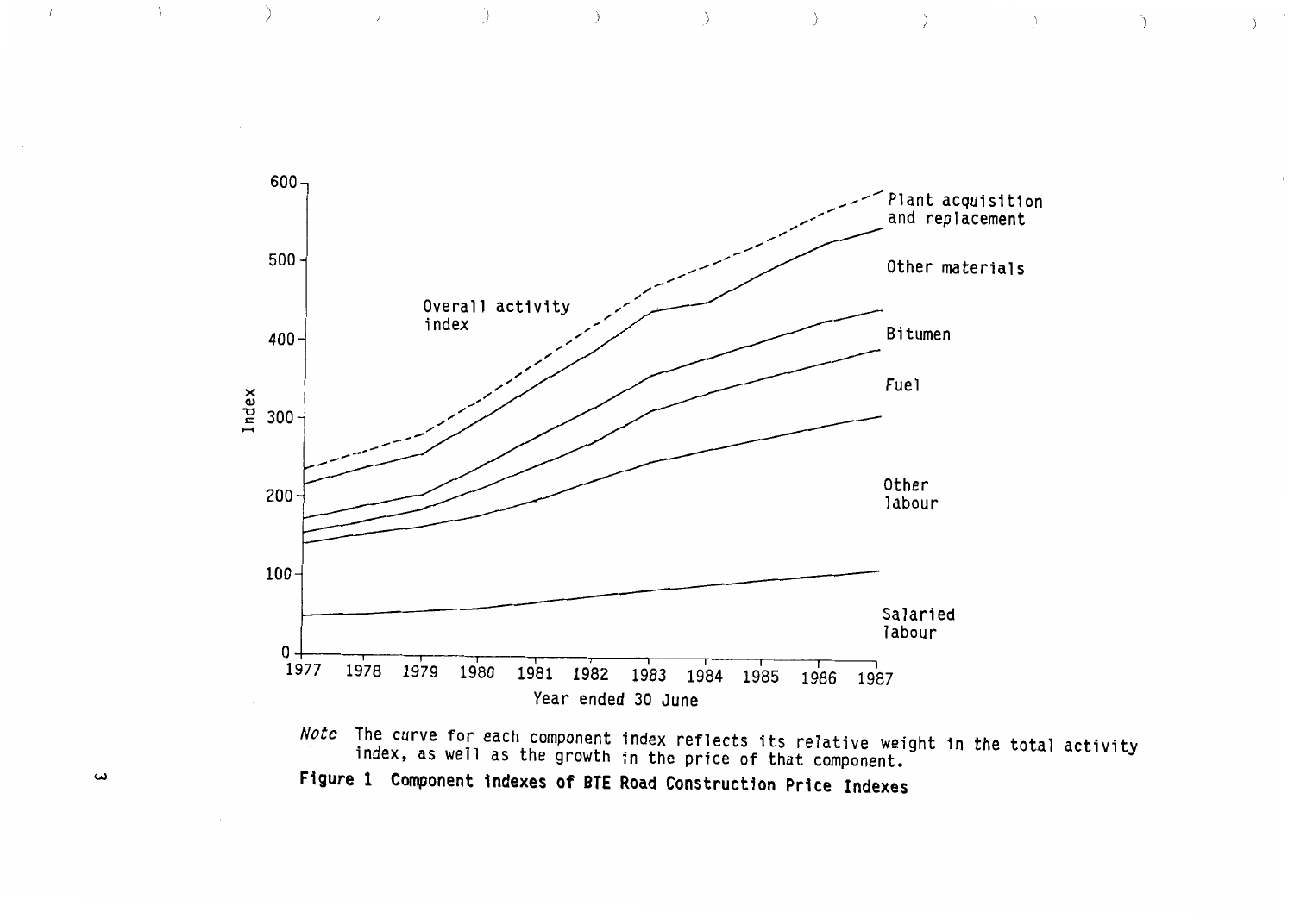*Note* The curve for each component index reflects its relative weight in the total activity index, as well as the growth in the price of that component.

**Figure 1 Component indexes of BTE Road Construction Price Indexes**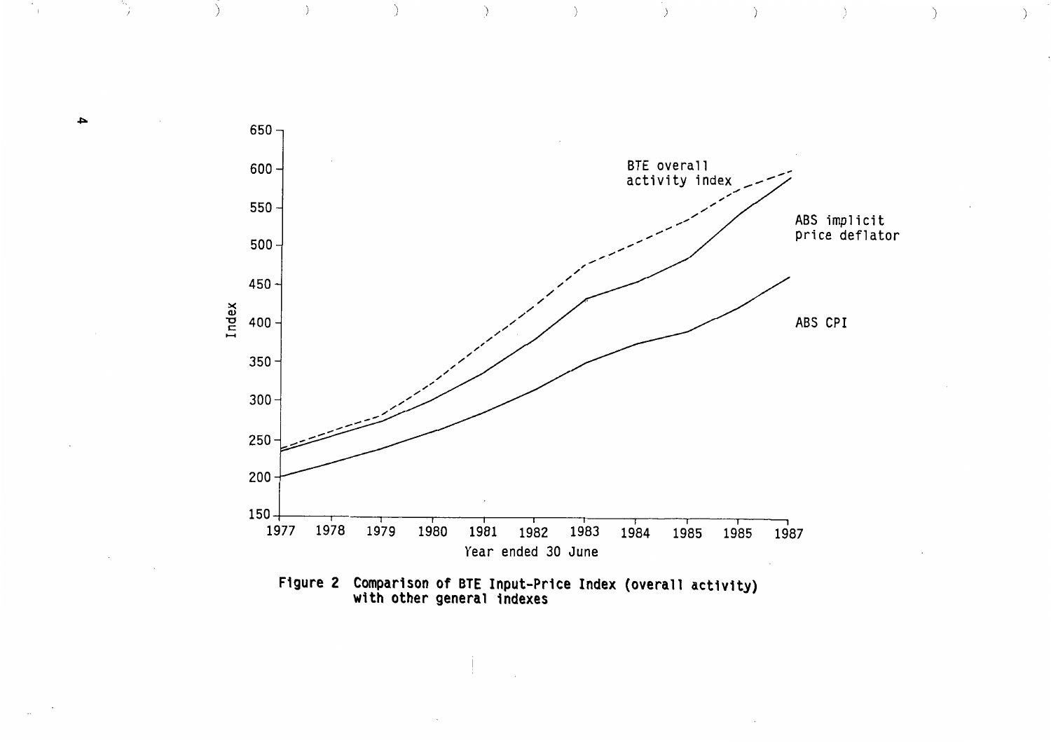Figure 2 Comparison of BTE Input-Price Index (overall activity) with other general indexes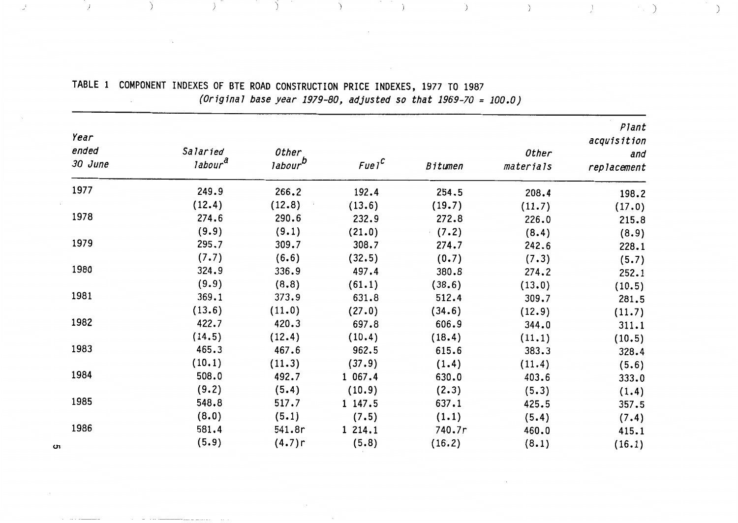TABLE 1 COMPONENT INDEXES OF BTE ROAD CONSTRUCTION PRICE INDEXES, 1977 TO 1987
*(Original base year 1979-80, adjusted so that 1969-70 = 100.0)*

| *Year ended 30 June* | *Salaried labour*[a] | *Other labour*[b] | *Fuel*[c] | *Bitumen* | *Other materials* | *Plant acquisition and replacement* |
|---|---|---|---|---|---|---|
| 1977 | 249.9 | 266.2 | 192.4 | 254.5 | 208.4 | 198.2 |
| | (12.4) | (12.8) | (13.6) | (19.7) | (11.7) | (17.0) |
| 1978 | 274.6 | 290.6 | 232.9 | 272.8 | 226.0 | 215.8 |
| | (9.9) | (9.1) | (21.0) | (7.2) | (8.4) | (8.9) |
| 1979 | 295.7 | 309.7 | 308.7 | 274.7 | 242.6 | 228.1 |
| | (7.7) | (6.6) | (32.5) | (0.7) | (7.3) | (5.7) |
| 1980 | 324.9 | 336.9 | 497.4 | 380.8 | 274.2 | 252.1 |
| | (9.9) | (8.8) | (61.1) | (38.6) | (13.0) | (10.5) |
| 1981 | 369.1 | 373.9 | 631.8 | 512.4 | 309.7 | 281.5 |
| | (13.6) | (11.0) | (27.0) | (34.6) | (12.9) | (11.7) |
| 1982 | 422.7 | 420.3 | 697.8 | 606.9 | 344.0 | 311.1 |
| | (14.5) | (12.4) | (10.4) | (18.4) | (11.1) | (10.5) |
| 1983 | 465.3 | 467.6 | 962.5 | 615.6 | 383.3 | 328.4 |
| | (10.1) | (11.3) | (37.9) | (1.4) | (11.4) | (5.6) |
| 1984 | 508.0 | 492.7 | 1 067.4 | 630.0 | 403.6 | 333.0 |
| | (9.2) | (5.4) | (10.9) | (2.3) | (5.3) | (1.4) |
| 1985 | 548.8 | 517.7 | 1 147.5 | 637.1 | 425.5 | 357.5 |
| | (8.0) | (5.1) | (7.5) | (1.1) | (5.4) | (7.4) |
| 1986 | 581.4 | 541.8r | 1 214.1 | 740.7r | 460.0 | 415.1 |
| | (5.9) | (4.7)r | (5.8) | (16.2) | (8.1) | (16.1) |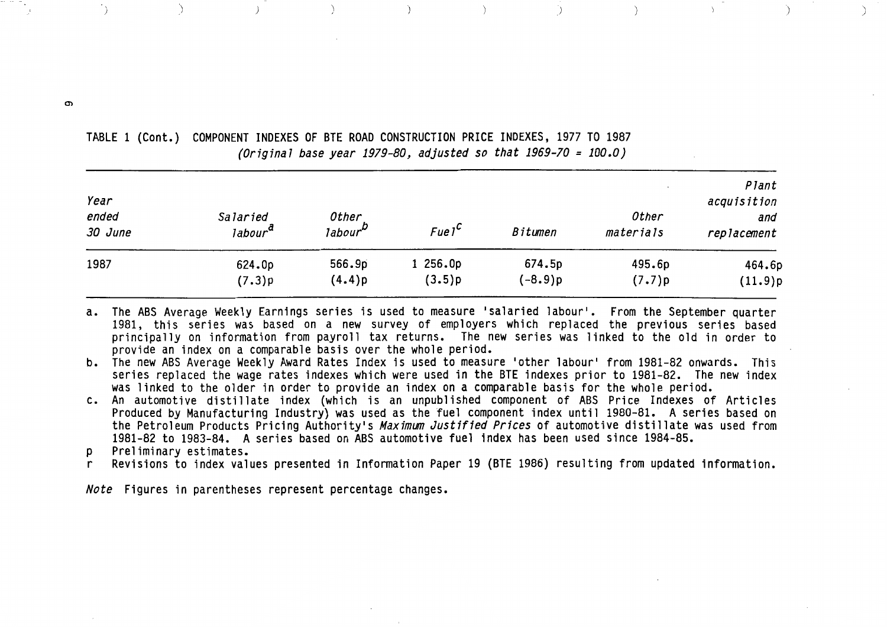TABLE 1 (Cont.) COMPONENT INDEXES OF BTE ROAD CONSTRUCTION PRICE INDEXES, 1977 TO 1987
*(Original base year 1979-80, adjusted so that 1969-70 = 100.0)*

| *Year ended 30 June* | *Salaried labour*[a] | *Other labour*[b] | *Fuel*[c] | *Bitumen* | *Other materials* | *Plant acquisition and replacement* |
|---|---|---|---|---|---|---|
| 1987 | 624.0p | 566.9p | 1 256.0p | 674.5p | 495.6p | 464.6p |
| | (7.3)p | (4.4)p | (3.5)p | (-8.9)p | (7.7)p | (11.9)p |

a. The ABS Average Weekly Earnings series is used to measure 'salaried labour'. From the September quarter 1981, this series was based on a new survey of employers which replaced the previous series based principally on information from payroll tax returns. The new series was linked to the old in order to provide an index on a comparable basis over the whole period.

b. The new ABS Average Weekly Award Rates Index is used to measure 'other labour' from 1981-82 onwards. This series replaced the wage rates indexes which were used in the BTE indexes prior to 1981-82. The new index was linked to the older in order to provide an index on a comparable basis for the whole period.

c. An automotive distillate index (which is an unpublished component of ABS Price Indexes of Articles Produced by Manufacturing Industry) was used as the fuel component index until 1980-81. A series based on the Petroleum Products Pricing Authority's *Maximum Justified Prices* of automotive distillate was used from 1981-82 to 1983-84. A series based on ABS automotive fuel index has been used since 1984-85.

p Preliminary estimates.

r Revisions to index values presented in Information Paper 19 (BTE 1986) resulting from updated information.

*Note* Figures in parentheses represent percentage changes.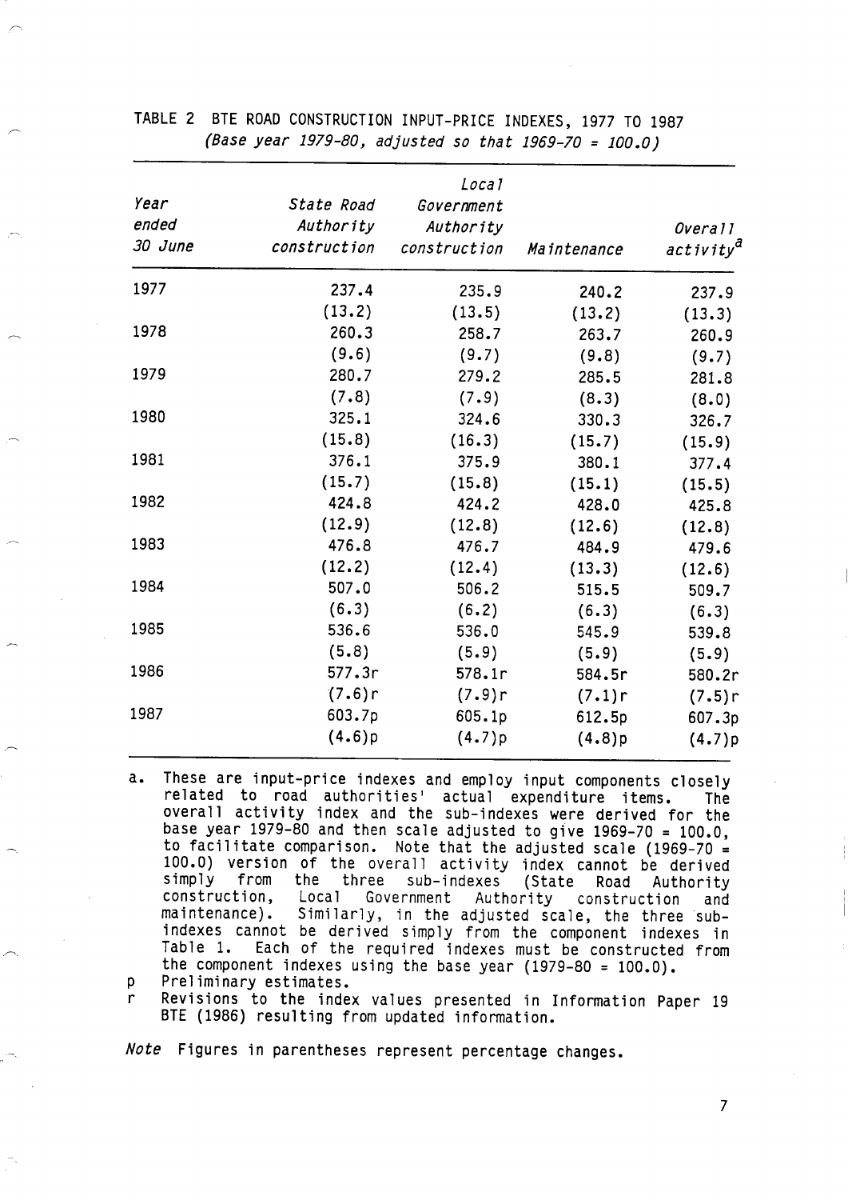TABLE 2 BTE ROAD CONSTRUCTION INPUT-PRICE INDEXES, 1977 TO 1987
*(Base year 1979-80, adjusted so that 1969-70 = 100.0)*

| *Year ended 30 June* | *State Road Authority construction* | *Local Government Authority construction* | *Maintenance* | *Overall activity*[a] |
|---|---|---|---|---|
| 1977 | 237.4 | 235.9 | 240.2 | 237.9 |
| | (13.2) | (13.5) | (13.2) | (13.3) |
| 1978 | 260.3 | 258.7 | 263.7 | 260.9 |
| | (9.6) | (9.7) | (9.8) | (9.7) |
| 1979 | 280.7 | 279.2 | 285.5 | 281.8 |
| | (7.8) | (7.9) | (8.3) | (8.0) |
| 1980 | 325.1 | 324.6 | 330.3 | 326.7 |
| | (15.8) | (16.3) | (15.7) | (15.9) |
| 1981 | 376.1 | 375.9 | 380.1 | 377.4 |
| | (15.7) | (15.8) | (15.1) | (15.5) |
| 1982 | 424.8 | 424.2 | 428.0 | 425.8 |
| | (12.9) | (12.8) | (12.6) | (12.8) |
| 1983 | 476.8 | 476.7 | 484.9 | 479.6 |
| | (12.2) | (12.4) | (13.3) | (12.6) |
| 1984 | 507.0 | 506.2 | 515.5 | 509.7 |
| | (6.3) | (6.2) | (6.3) | (6.3) |
| 1985 | 536.6 | 536.0 | 545.9 | 539.8 |
| | (5.8) | (5.9) | (5.9) | (5.9) |
| 1986 | 577.3r | 578.1r | 584.5r | 580.2r |
| | (7.6)r | (7.9)r | (7.1)r | (7.5)r |
| 1987 | 603.7p | 605.1p | 612.5p | 607.3p |
| | (4.6)p | (4.7)p | (4.8)p | (4.7)p |

a. These are input-price indexes and employ input components closely related to road authorities' actual expenditure items. The overall activity index and the sub-indexes were derived for the base year 1979-80 and then scale adjusted to give 1969-70 = 100.0, to facilitate comparison. Note that the adjusted scale (1969-70 = 100.0) version of the overall activity index cannot be derived simply from the three sub-indexes (State Road Authority construction, Local Government Authority construction and maintenance). Similarly, in the adjusted scale, the three sub-indexes cannot be derived simply from the component indexes in Table 1. Each of the required indexes must be constructed from the component indexes using the base year (1979-80 = 100.0).

p Preliminary estimates.

r Revisions to the index values presented in Information Paper 19 BTE (1986) resulting from updated information.

*Note* Figures in parentheses represent percentage changes.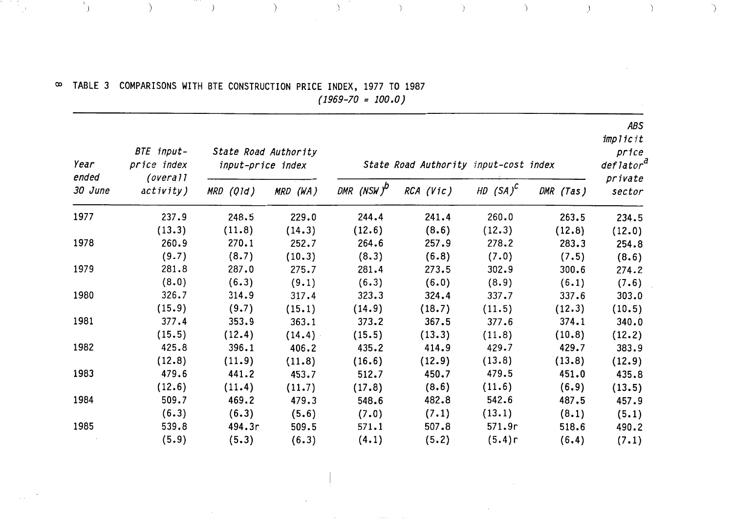TABLE 3 COMPARISONS WITH BTE CONSTRUCTION PRICE INDEX, 1977 TO 1987

*(1969-70 = 100.0)*

| Year ended 30 June | BTE input-price index (overall activity) | State Road Authority input-price index | | State Road Authority input-cost index | | | | ABS implicit price deflator[a] private sector |
|---|---|---|---|---|---|---|---|---|
| | | MRD (Qld) | MRD (WA) | DMR (NSW)[b] | RCA (Vic) | HD (SA)[c] | DMR (Tas) | |
| 1977 | 237.9 | 248.5 | 229.0 | 244.4 | 241.4 | 260.0 | 263.5 | 234.5 |
| | (13.3) | (11.8) | (14.3) | (12.6) | (8.6) | (12.3) | (12.8) | (12.0) |
| 1978 | 260.9 | 270.1 | 252.7 | 264.6 | 257.9 | 278.2 | 283.3 | 254.8 |
| | (9.7) | (8.7) | (10.3) | (8.3) | (6.8) | (7.0) | (7.5) | (8.6) |
| 1979 | 281.8 | 287.0 | 275.7 | 281.4 | 273.5 | 302.9 | 300.6 | 274.2 |
| | (8.0) | (6.3) | (9.1) | (6.3) | (6.0) | (8.9) | (6.1) | (7.6) |
| 1980 | 326.7 | 314.9 | 317.4 | 323.3 | 324.4 | 337.7 | 337.6 | 303.0 |
| | (15.9) | (9.7) | (15.1) | (14.9) | (18.7) | (11.5) | (12.3) | (10.5) |
| 1981 | 377.4 | 353.9 | 363.1 | 373.2 | 367.5 | 377.6 | 374.1 | 340.0 |
| | (15.5) | (12.4) | (14.4) | (15.5) | (13.3) | (11.8) | (10.8) | (12.2) |
| 1982 | 425.8 | 396.1 | 406.2 | 435.2 | 414.9 | 429.7 | 429.7 | 383.9 |
| | (12.8) | (11.9) | (11.8) | (16.6) | (12.9) | (13.8) | (13.8) | (12.9) |
| 1983 | 479.6 | 441.2 | 453.7 | 512.7 | 450.7 | 479.5 | 451.0 | 435.8 |
| | (12.6) | (11.4) | (11.7) | (17.8) | (8.6) | (11.6) | (6.9) | (13.5) |
| 1984 | 509.7 | 469.2 | 479.3 | 548.6 | 482.8 | 542.6 | 487.5 | 457.9 |
| | (6.3) | (6.3) | (5.6) | (7.0) | (7.1) | (13.1) | (8.1) | (5.1) |
| 1985 | 539.8 | 494.3r | 509.5 | 571.1 | 507.8 | 571.9r | 518.6 | 490.2 |
| | (5.9) | (5.3) | (6.3) | (4.1) | (5.2) | (5.4)r | (6.4) | (7.1) |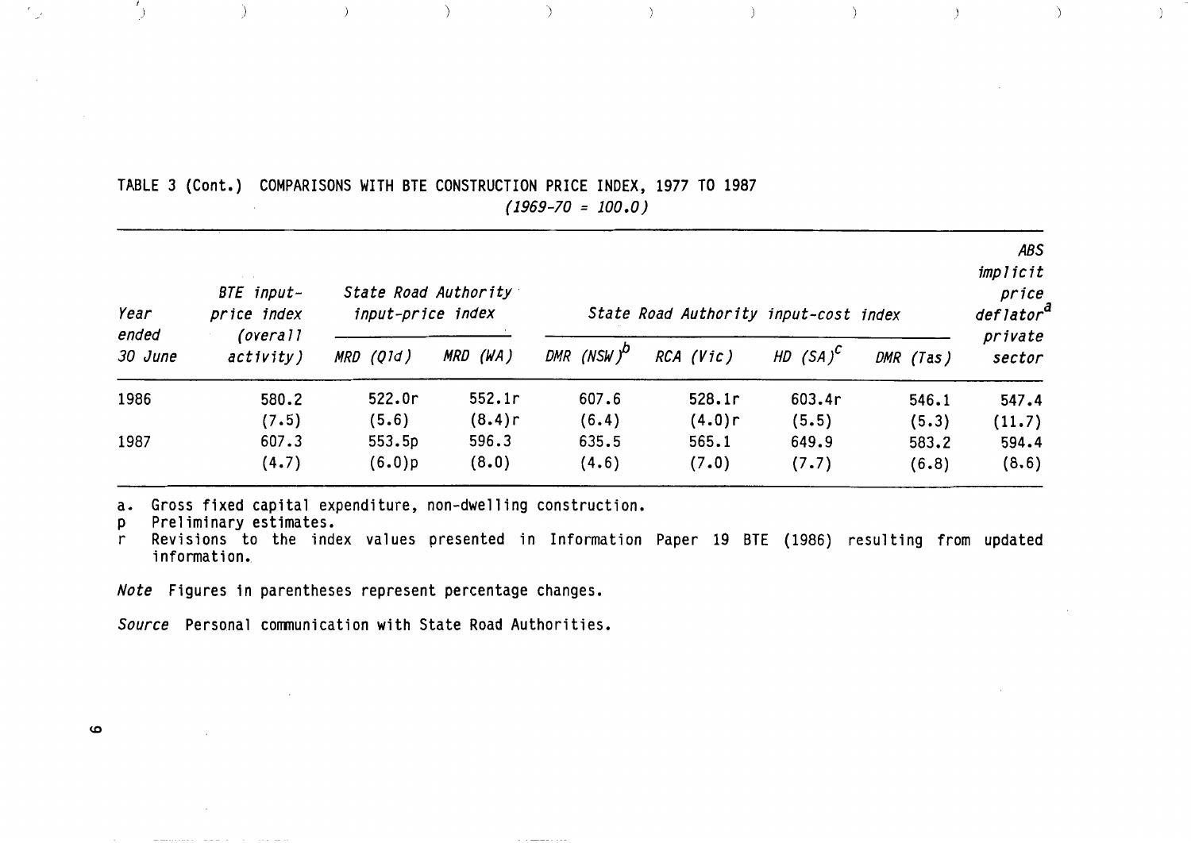TABLE 3 (Cont.) COMPARISONS WITH BTE CONSTRUCTION PRICE INDEX, 1977 TO 1987

*(1969-70 = 100.0)*

| *Year ended 30 June* | *BTE input-price index (overall activity)* | *State Road Authority input-price index* | | *State Road Authority input-cost index* | | | | *ABS implicit price deflator[a] private sector* |
|---|---|---|---|---|---|---|---|---|
| | | *MRD (Qld)* | *MRD (WA)* | *DMR (NSW)[b]* | *RCA (Vic)* | *HD (SA)[c]* | *DMR (Tas)* | |
| 1986 | 580.2 | 522.0r | 552.1r | 607.6 | 528.1r | 603.4r | 546.1 | 547.4 |
| | (7.5) | (5.6) | (8.4)r | (6.4) | (4.0)r | (5.5) | (5.3) | (11.7) |
| 1987 | 607.3 | 553.5p | 596.3 | 635.5 | 565.1 | 649.9 | 583.2 | 594.4 |
| | (4.7) | (6.0)p | (8.0) | (4.6) | (7.0) | (7.7) | (6.8) | (8.6) |

a. Gross fixed capital expenditure, non-dwelling construction.
p Preliminary estimates.
r Revisions to the index values presented in Information Paper 19 BTE (1986) resulting from updated information.

*Note* Figures in parentheses represent percentage changes.

*Source* Personal communication with State Road Authorities.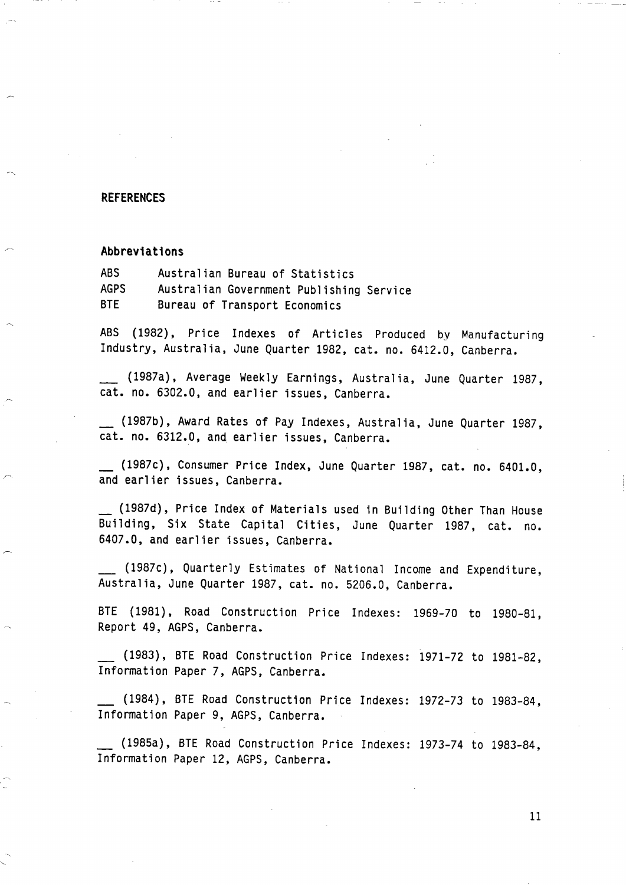## REFERENCES

### Abbreviations

ABS   Australian Bureau of Statistics
AGPS  Australian Government Publishing Service
BTE   Bureau of Transport Economics

ABS (1982), Price Indexes of Articles Produced by Manufacturing Industry, Australia, June Quarter 1982, cat. no. 6412.0, Canberra.

___ (1987a), Average Weekly Earnings, Australia, June Quarter 1987, cat. no. 6302.0, and earlier issues, Canberra.

__ (1987b), Award Rates of Pay Indexes, Australia, June Quarter 1987, cat. no. 6312.0, and earlier issues, Canberra.

__ (1987c), Consumer Price Index, June Quarter 1987, cat. no. 6401.0, and earlier issues, Canberra.

__ (1987d), Price Index of Materials used in Building Other Than House Building, Six State Capital Cities, June Quarter 1987, cat. no. 6407.0, and earlier issues, Canberra.

___ (1987c), Quarterly Estimates of National Income and Expenditure, Australia, June Quarter 1987, cat. no. 5206.0, Canberra.

BTE (1981), Road Construction Price Indexes: 1969-70 to 1980-81, Report 49, AGPS, Canberra.

__ (1983), BTE Road Construction Price Indexes: 1971-72 to 1981-82, Information Paper 7, AGPS, Canberra.

__ (1984), BTE Road Construction Price Indexes: 1972-73 to 1983-84, Information Paper 9, AGPS, Canberra.

__ (1985a), BTE Road Construction Price Indexes: 1973-74 to 1983-84, Information Paper 12, AGPS, Canberra.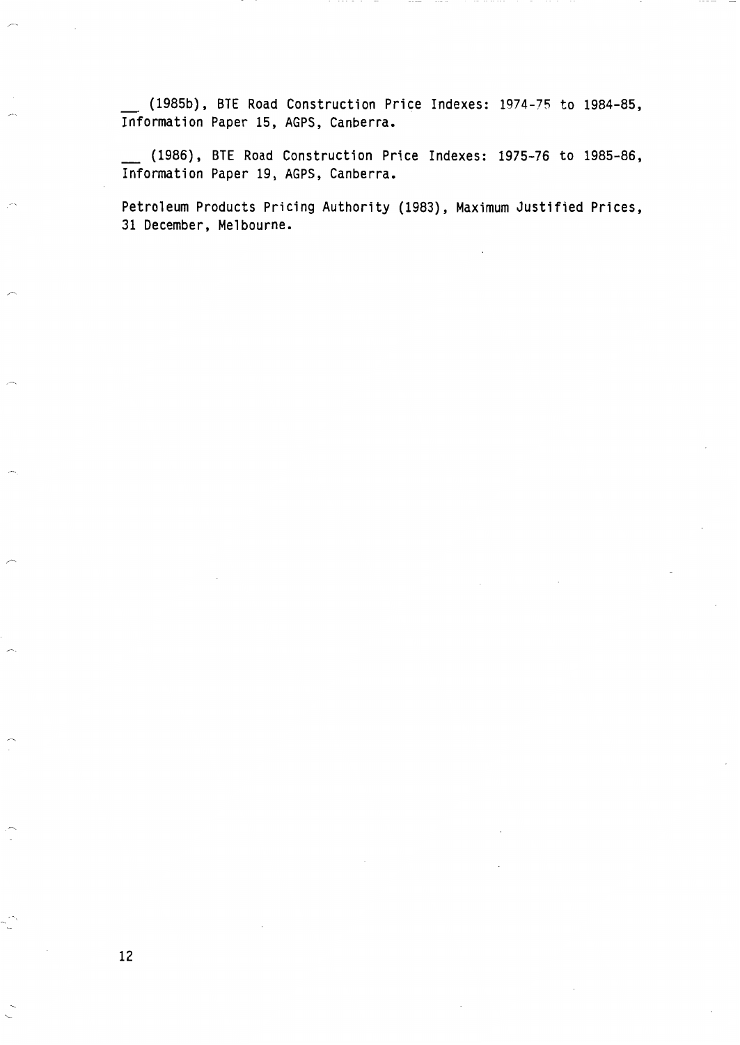__ (1985b), BTE Road Construction Price Indexes: 1974-75 to 1984-85, Information Paper 15, AGPS, Canberra.

__ (1986), BTE Road Construction Price Indexes: 1975-76 to 1985-86, Information Paper 19, AGPS, Canberra.

Petroleum Products Pricing Authority (1983), Maximum Justified Prices, 31 December, Melbourne.